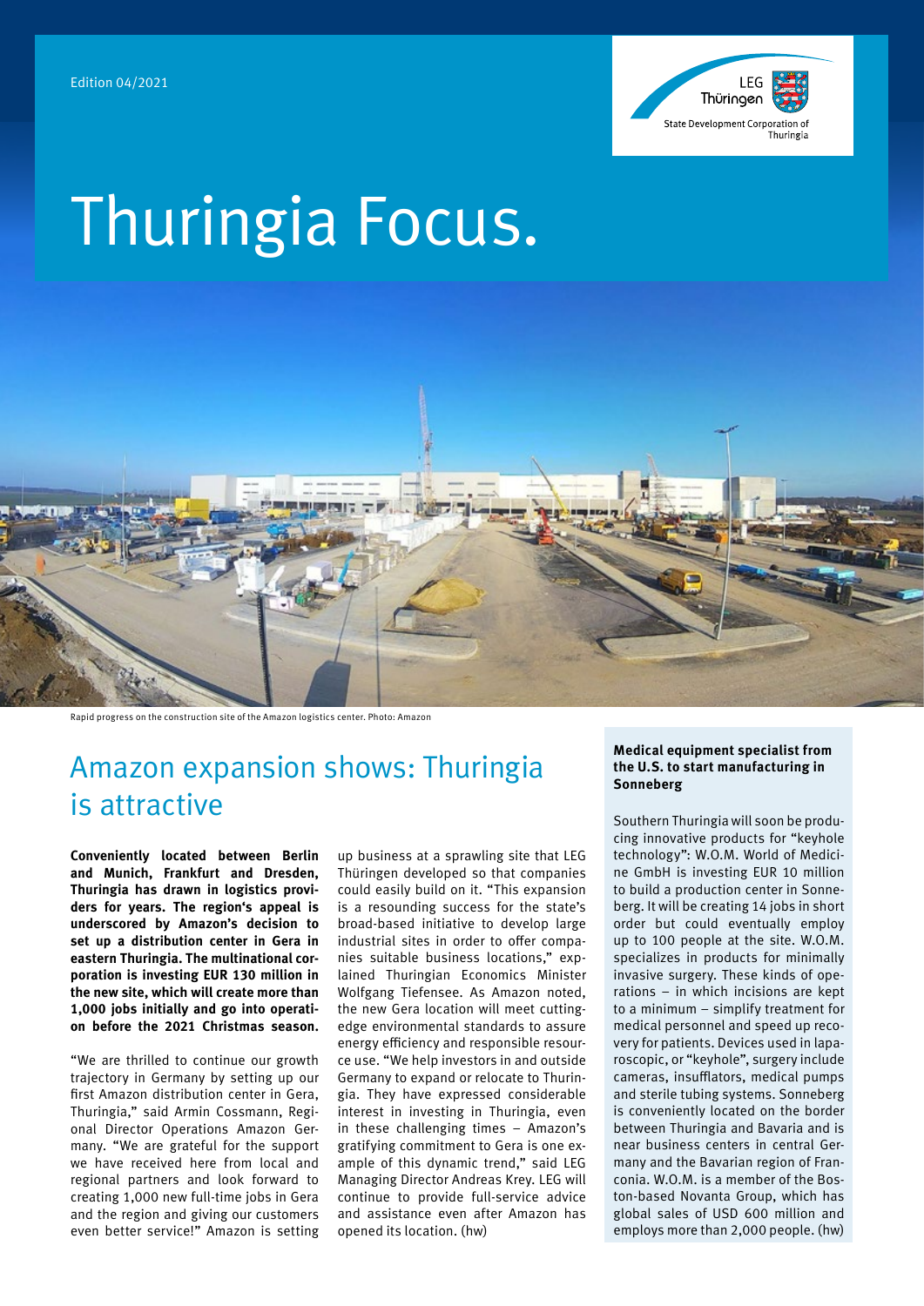Edition 04/2021

LEG Thüringen
State Development Corporation of Thuringia

# Thuringia Focus.

Rapid progress on the construction site of the Amazon logistics center. Photo: Amazon

## Amazon expansion shows: Thuringia is attractive

**Conveniently located between Berlin and Munich, Frankfurt and Dresden, Thuringia has drawn in logistics providers for years. The region's appeal is underscored by Amazon's decision to set up a distribution center in Gera in eastern Thuringia. The multinational corporation is investing EUR 130 million in the new site, which will create more than 1,000 jobs initially and go into operation before the 2021 Christmas season.**

"We are thrilled to continue our growth trajectory in Germany by setting up our first Amazon distribution center in Gera, Thuringia," said Armin Cossmann, Regional Director Operations Amazon Germany. "We are grateful for the support we have received here from local and regional partners and look forward to creating 1,000 new full-time jobs in Gera and the region and giving our customers even better service!" Amazon is setting up business at a sprawling site that LEG Thüringen developed so that companies could easily build on it. "This expansion is a resounding success for the state's broad-based initiative to develop large industrial sites in order to offer companies suitable business locations," explained Thuringian Economics Minister Wolfgang Tiefensee. As Amazon noted, the new Gera location will meet cutting-edge environmental standards to assure energy efficiency and responsible resource use. "We help investors in and outside Germany to expand or relocate to Thuringia. They have expressed considerable interest in investing in Thuringia, even in these challenging times – Amazon's gratifying commitment to Gera is one example of this dynamic trend," said LEG Managing Director Andreas Krey. LEG will continue to provide full-service advice and assistance even after Amazon has opened its location. (hw)

### Medical equipment specialist from the U.S. to start manufacturing in Sonneberg

Southern Thuringia will soon be producing innovative products for "keyhole technology": W.O.M. World of Medicine GmbH is investing EUR 10 million to build a production center in Sonneberg. It will be creating 14 jobs in short order but could eventually employ up to 100 people at the site. W.O.M. specializes in products for minimally invasive surgery. These kinds of operations – in which incisions are kept to a minimum – simplify treatment for medical personnel and speed up recovery for patients. Devices used in laparoscopic, or "keyhole", surgery include cameras, insufflators, medical pumps and sterile tubing systems. Sonneberg is conveniently located on the border between Thuringia and Bavaria and is near business centers in central Germany and the Bavarian region of Franconia. W.O.M. is a member of the Boston-based Novanta Group, which has global sales of USD 600 million and employs more than 2,000 people. (hw)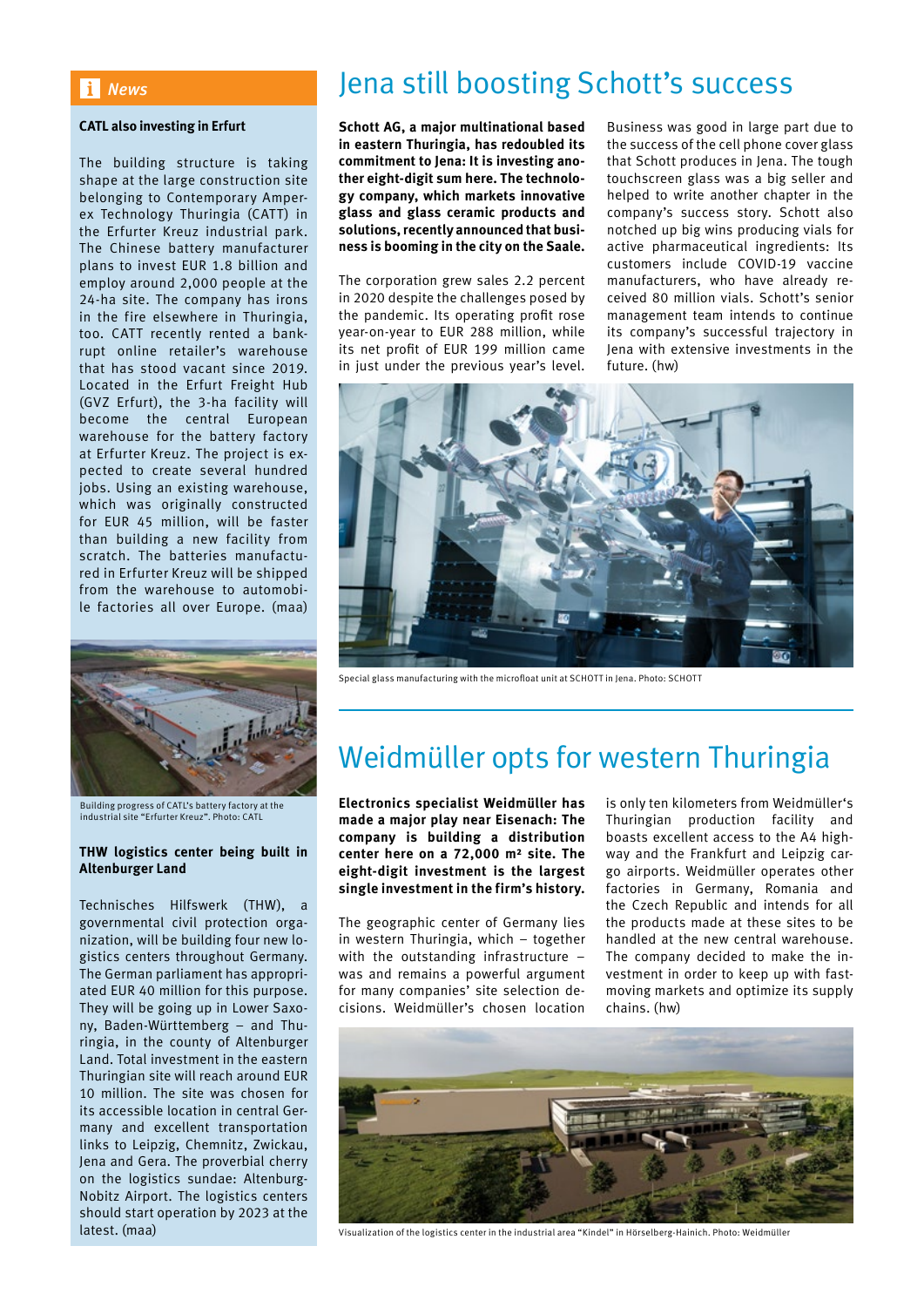## News

### CATL also investing in Erfurt

The building structure is taking shape at the large construction site belonging to Contemporary Amperex Technology Thuringia (CATT) in the Erfurter Kreuz industrial park. The Chinese battery manufacturer plans to invest EUR 1.8 billion and employ around 2,000 people at the 24-ha site. The company has irons in the fire elsewhere in Thuringia, too. CATT recently rented a bankrupt online retailer's warehouse that has stood vacant since 2019. Located in the Erfurt Freight Hub (GVZ Erfurt), the 3-ha facility will become the central European warehouse for the battery factory at Erfurter Kreuz. The project is expected to create several hundred jobs. Using an existing warehouse, which was originally constructed for EUR 45 million, will be faster than building a new facility from scratch. The batteries manufactured in Erfurter Kreuz will be shipped from the warehouse to automobile factories all over Europe. (maa)

Building progress of CATL's battery factory at the industrial site "Erfurter Kreuz". Photo: CATL

### THW logistics center being built in Altenburger Land

Technisches Hilfswerk (THW), a governmental civil protection organization, will be building four new logistics centers throughout Germany. The German parliament has appropriated EUR 40 million for this purpose. They will be going up in Lower Saxony, Baden-Württemberg – and Thuringia, in the county of Altenburger Land. Total investment in the eastern Thuringian site will reach around EUR 10 million. The site was chosen for its accessible location in central Germany and excellent transportation links to Leipzig, Chemnitz, Zwickau, Jena and Gera. The proverbial cherry on the logistics sundae: Altenburg-Nobitz Airport. The logistics centers should start operation by 2023 at the latest. (maa)

# Jena still boosting Schott's success

**Schott AG, a major multinational based in eastern Thuringia, has redoubled its commitment to Jena: It is investing another eight-digit sum here. The technology company, which markets innovative glass and glass ceramic products and solutions, recently announced that business is booming in the city on the Saale.**

The corporation grew sales 2.2 percent in 2020 despite the challenges posed by the pandemic. Its operating profit rose year-on-year to EUR 288 million, while its net profit of EUR 199 million came in just under the previous year's level.

Business was good in large part due to the success of the cell phone cover glass that Schott produces in Jena. The tough touchscreen glass was a big seller and helped to write another chapter in the company's success story. Schott also notched up big wins producing vials for active pharmaceutical ingredients: Its customers include COVID-19 vaccine manufacturers, who have already received 80 million vials. Schott's senior management team intends to continue its company's successful trajectory in Jena with extensive investments in the future. (hw)

Special glass manufacturing with the microfloat unit at SCHOTT in Jena. Photo: SCHOTT

# Weidmüller opts for western Thuringia

**Electronics specialist Weidmüller has made a major play near Eisenach: The company is building a distribution center here on a 72,000 m² site. The eight-digit investment is the largest single investment in the firm's history.**

The geographic center of Germany lies in western Thuringia, which – together with the outstanding infrastructure – was and remains a powerful argument for many companies' site selection decisions. Weidmüller's chosen location is only ten kilometers from Weidmüller's Thuringian production facility and boasts excellent access to the A4 highway and the Frankfurt and Leipzig cargo airports. Weidmüller operates other factories in Germany, Romania and the Czech Republic and intends for all the products made at these sites to be handled at the new central warehouse. The company decided to make the investment in order to keep up with fast-moving markets and optimize its supply chains. (hw)

Visualization of the logistics center in the industrial area "Kindel" in Hörselberg-Hainich. Photo: Weidmüller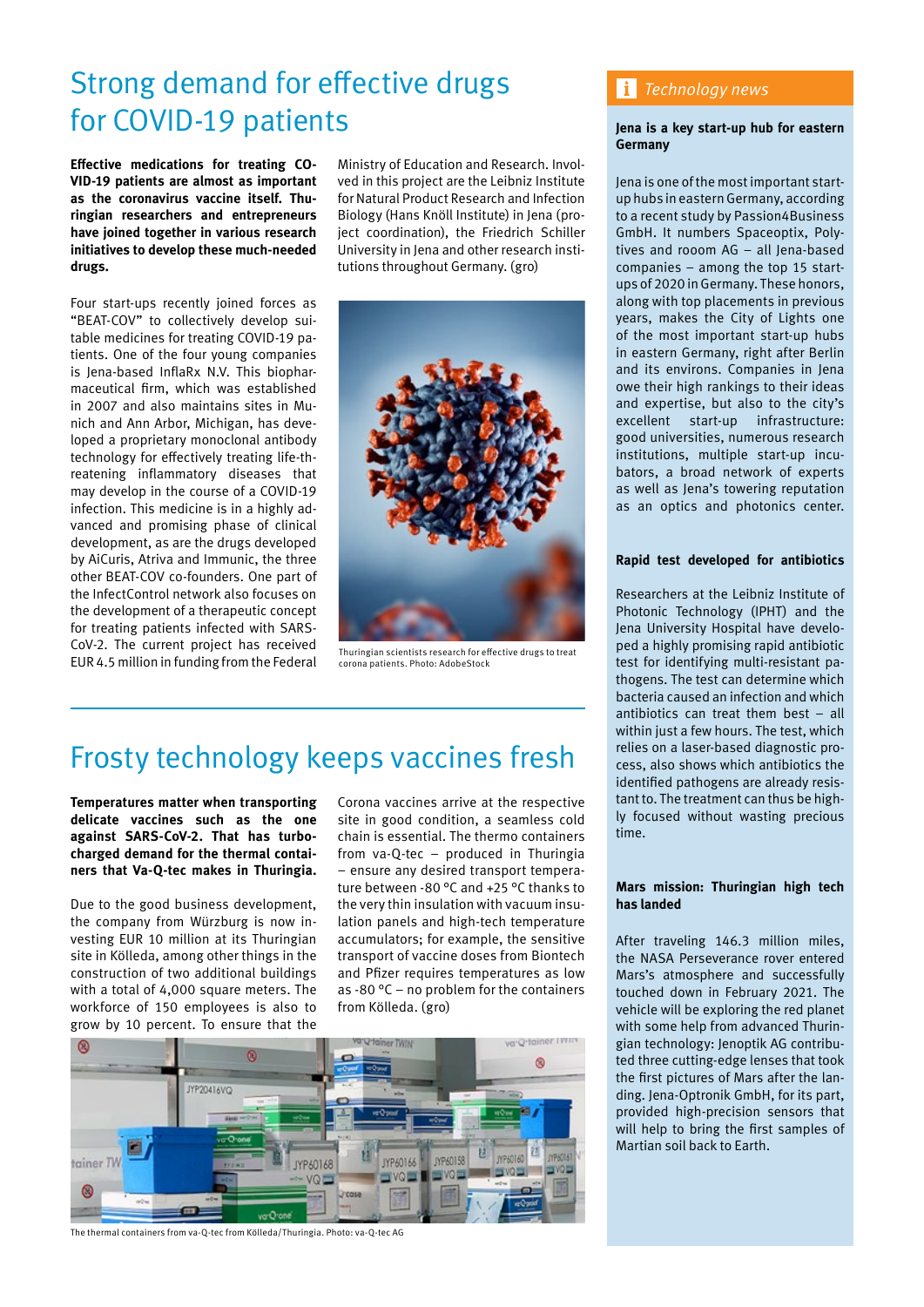# Strong demand for effective drugs for COVID-19 patients

**Effective medications for treating COVID-19 patients are almost as important as the coronavirus vaccine itself. Thuringian researchers and entrepreneurs have joined together in various research initiatives to develop these much-needed drugs.**

Four start-ups recently joined forces as "BEAT-COV" to collectively develop suitable medicines for treating COVID-19 patients. One of the four young companies is Jena-based InflaRx N.V. This biopharmaceutical firm, which was established in 2007 and also maintains sites in Munich and Ann Arbor, Michigan, has developed a proprietary monoclonal antibody technology for effectively treating life-threatening inflammatory diseases that may develop in the course of a COVID-19 infection. This medicine is in a highly advanced and promising phase of clinical development, as are the drugs developed by AiCuris, Atriva and Immunic, the three other BEAT-COV co-founders. One part of the InfectControl network also focuses on the development of a therapeutic concept for treating patients infected with SARS-CoV-2. The current project has received EUR 4.5 million in funding from the Federal Ministry of Education and Research. Involved in this project are the Leibniz Institute for Natural Product Research and Infection Biology (Hans Knöll Institute) in Jena (project coordination), the Friedrich Schiller University in Jena and other research institutions throughout Germany. (gro)

Thuringian scientists research for effective drugs to treat corona patients. Photo: AdobeStock

# Frosty technology keeps vaccines fresh

**Temperatures matter when transporting delicate vaccines such as the one against SARS-CoV-2. That has turbo-charged demand for the thermal containers that Va-Q-tec makes in Thuringia.**

Due to the good business development, the company from Würzburg is now investing EUR 10 million at its Thuringian site in Kölleda, among other things in the construction of two additional buildings with a total of 4,000 square meters. The workforce of 150 employees is also to grow by 10 percent. To ensure that the Corona vaccines arrive at the respective site in good condition, a seamless cold chain is essential. The thermo containers from va-Q-tec – produced in Thuringia – ensure any desired transport temperature between -80 °C and +25 °C thanks to the very thin insulation with vacuum insulation panels and high-tech temperature accumulators; for example, the sensitive transport of vaccine doses from Biontech and Pfizer requires temperatures as low as -80 °C – no problem for the containers from Kölleda. (gro)

The thermal containers from va-Q-tec from Kölleda/Thuringia. Photo: va-Q-tec AG

## *Technology news*

**Jena is a key start-up hub for eastern Germany**

Jena is one of the most important start-up hubs in eastern Germany, according to a recent study by Passion4Business GmbH. It numbers Spaceoptix, Polytives and rooom AG – all Jena-based companies – among the top 15 start-ups of 2020 in Germany. These honors, along with top placements in previous years, makes the City of Lights one of the most important start-up hubs in eastern Germany, right after Berlin and its environs. Companies in Jena owe their high rankings to their ideas and expertise, but also to the city's excellent start-up infrastructure: good universities, numerous research institutions, multiple start-up incubators, a broad network of experts as well as Jena's towering reputation as an optics and photonics center.

**Rapid test developed for antibiotics**

Researchers at the Leibniz Institute of Photonic Technology (IPHT) and the Jena University Hospital have developed a highly promising rapid antibiotic test for identifying multi-resistant pathogens. The test can determine which bacteria caused an infection and which antibiotics can treat them best – all within just a few hours. The test, which relies on a laser-based diagnostic process, also shows which antibiotics the identified pathogens are already resistant to. The treatment can thus be highly focused without wasting precious time.

**Mars mission: Thuringian high tech has landed**

After traveling 146.3 million miles, the NASA Perseverance rover entered Mars's atmosphere and successfully touched down in February 2021. The vehicle will be exploring the red planet with some help from advanced Thuringian technology: Jenoptik AG contributed three cutting-edge lenses that took the first pictures of Mars after the landing. Jena-Optronik GmbH, for its part, provided high-precision sensors that will help to bring the first samples of Martian soil back to Earth.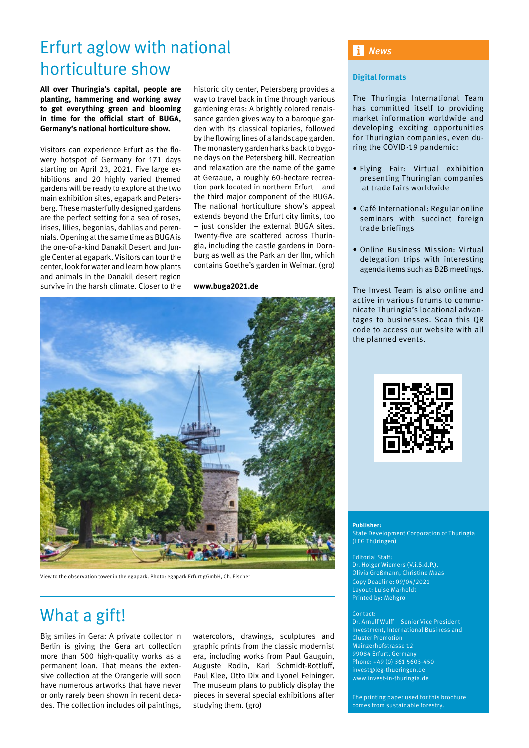# Erfurt aglow with national horticulture show

**All over Thuringia's capital, people are planting, hammering and working away to get everything green and blooming in time for the official start of BUGA, Germany's national horticulture show.**

Visitors can experience Erfurt as the flowery hotspot of Germany for 171 days starting on April 23, 2021. Five large exhibitions and 20 highly varied themed gardens will be ready to explore at the two main exhibition sites, egapark and Petersberg. These masterfully designed gardens are the perfect setting for a sea of roses, irises, lilies, begonias, dahlias and perennials. Opening at the same time as BUGA is the one-of-a-kind Danakil Desert and Jungle Center at egapark. Visitors can tour the center, look for water and learn how plants and animals in the Danakil desert region survive in the harsh climate. Closer to the historic city center, Petersberg provides a way to travel back in time through various gardening eras: A brightly colored renaissance garden gives way to a baroque garden with its classical topiaries, followed by the flowing lines of a landscape garden. The monastery garden harks back to bygone days on the Petersberg hill. Recreation and relaxation are the name of the game at Geraaue, a roughly 60-hectare recreation park located in northern Erfurt – and the third major component of the BUGA. The national horticulture show's appeal extends beyond the Erfurt city limits, too – just consider the external BUGA sites. Twenty-five are scattered across Thuringia, including the castle gardens in Dornburg as well as the Park an der Ilm, which contains Goethe's garden in Weimar. (gro)

**www.buga2021.de**

View to the observation tower in the egapark. Photo: egapark Erfurt gGmbH, Ch. Fischer

# What a gift!

Big smiles in Gera: A private collector in Berlin is giving the Gera art collection more than 500 high-quality works as a permanent loan. That means the extensive collection at the Orangerie will soon have numerous artworks that have never or only rarely been shown in recent decades. The collection includes oil paintings, watercolors, drawings, sculptures and graphic prints from the classic modernist era, including works from Paul Gauguin, Auguste Rodin, Karl Schmidt-Rottluff, Paul Klee, Otto Dix and Lyonel Feininger. The museum plans to publicly display the pieces in several special exhibitions after studying them. (gro)

## News

### Digital formats

The Thuringia International Team has committed itself to providing market information worldwide and developing exciting opportunities for Thuringian companies, even during the COVID-19 pandemic:

- Flying Fair: Virtual exhibition presenting Thuringian companies at trade fairs worldwide
- Café International: Regular online seminars with succinct foreign trade briefings
- Online Business Mission: Virtual delegation trips with interesting agenda items such as B2B meetings.

The Invest Team is also online and active in various forums to communicate Thuringia's locational advantages to businesses. Scan this QR code to access our website with all the planned events.

**Publisher:**
State Development Corporation of Thuringia (LEG Thüringen)

Editorial Staff:
Dr. Holger Wiemers (V.i.S.d.P.),
Olivia Großmann, Christine Maas
Copy Deadline: 09/04/2021
Layout: Luise Marholdt
Printed by: Mehgro

Contact:
Dr. Arnulf Wulff – Senior Vice President Investment, International Business and Cluster Promotion
Mainzerhofstrasse 12
99084 Erfurt, Germany
Phone: +49 (0) 361 5603-450
invest@leg-thueringen.de
www.invest-in-thuringia.de

The printing paper used for this brochure comes from sustainable forestry.